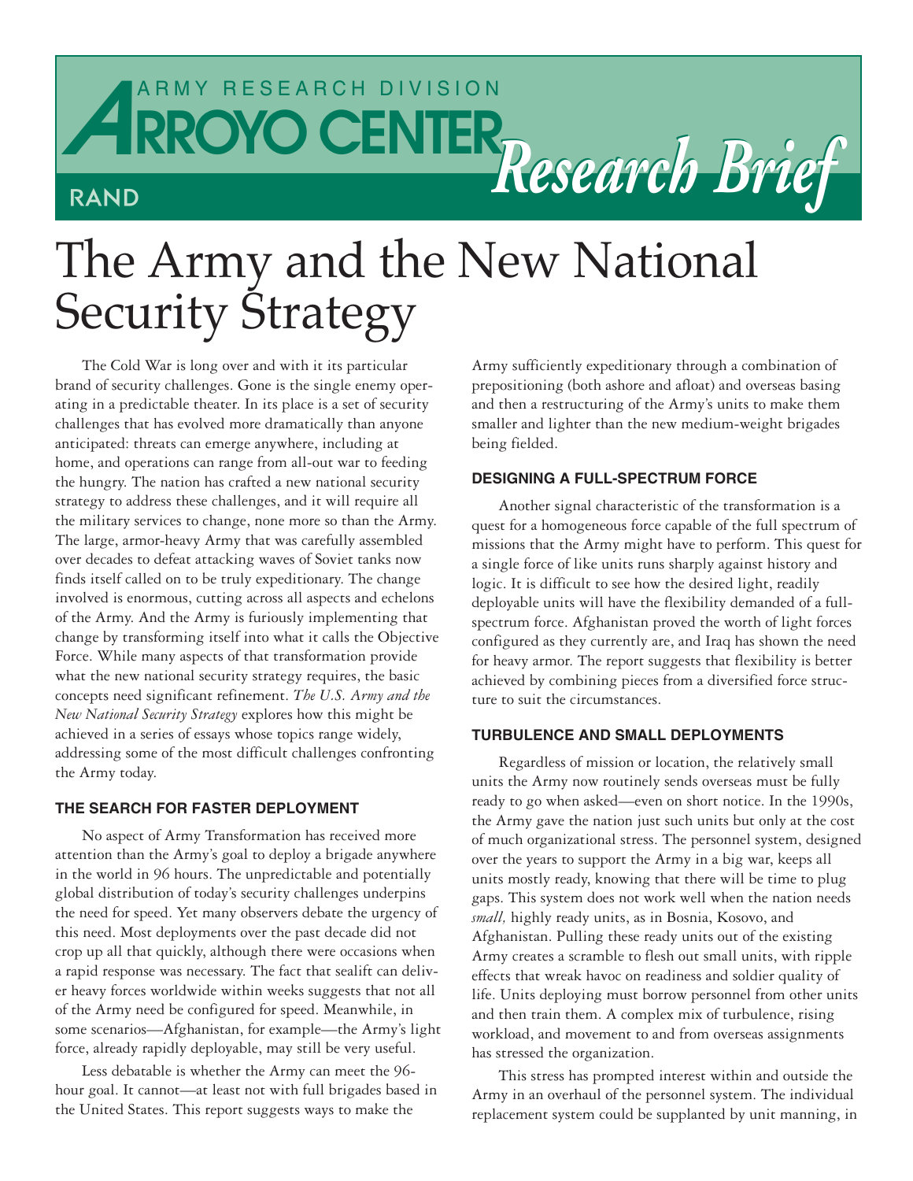ARMY RESEARCH DIVISION

ARROYO CENTER

RAND

Research Brief

# The Army and the New National Security Strategy

The Cold War is long over and with it its particular brand of security challenges. Gone is the single enemy operating in a predictable theater. In its place is a set of security challenges that has evolved more dramatically than anyone anticipated: threats can emerge anywhere, including at home, and operations can range from all-out war to feeding the hungry. The nation has crafted a new national security strategy to address these challenges, and it will require all the military services to change, none more so than the Army. The large, armor-heavy Army that was carefully assembled over decades to defeat attacking waves of Soviet tanks now finds itself called on to be truly expeditionary. The change involved is enormous, cutting across all aspects and echelons of the Army. And the Army is furiously implementing that change by transforming itself into what it calls the Objective Force. While many aspects of that transformation provide what the new national security strategy requires, the basic concepts need significant refinement. *The U.S. Army and the New National Security Strategy* explores how this might be achieved in a series of essays whose topics range widely, addressing some of the most difficult challenges confronting the Army today.

## THE SEARCH FOR FASTER DEPLOYMENT

No aspect of Army Transformation has received more attention than the Army's goal to deploy a brigade anywhere in the world in 96 hours. The unpredictable and potentially global distribution of today's security challenges underpins the need for speed. Yet many observers debate the urgency of this need. Most deployments over the past decade did not crop up all that quickly, although there were occasions when a rapid response was necessary. The fact that sealift can deliver heavy forces worldwide within weeks suggests that not all of the Army need be configured for speed. Meanwhile, in some scenarios—Afghanistan, for example—the Army's light force, already rapidly deployable, may still be very useful.

Less debatable is whether the Army can meet the 96-hour goal. It cannot—at least not with full brigades based in the United States. This report suggests ways to make the Army sufficiently expeditionary through a combination of prepositioning (both ashore and afloat) and overseas basing and then a restructuring of the Army's units to make them smaller and lighter than the new medium-weight brigades being fielded.

## DESIGNING A FULL-SPECTRUM FORCE

Another signal characteristic of the transformation is a quest for a homogeneous force capable of the full spectrum of missions that the Army might have to perform. This quest for a single force of like units runs sharply against history and logic. It is difficult to see how the desired light, readily deployable units will have the flexibility demanded of a full-spectrum force. Afghanistan proved the worth of light forces configured as they currently are, and Iraq has shown the need for heavy armor. The report suggests that flexibility is better achieved by combining pieces from a diversified force structure to suit the circumstances.

## TURBULENCE AND SMALL DEPLOYMENTS

Regardless of mission or location, the relatively small units the Army now routinely sends overseas must be fully ready to go when asked—even on short notice. In the 1990s, the Army gave the nation just such units but only at the cost of much organizational stress. The personnel system, designed over the years to support the Army in a big war, keeps all units mostly ready, knowing that there will be time to plug gaps. This system does not work well when the nation needs *small,* highly ready units, as in Bosnia, Kosovo, and Afghanistan. Pulling these ready units out of the existing Army creates a scramble to flesh out small units, with ripple effects that wreak havoc on readiness and soldier quality of life. Units deploying must borrow personnel from other units and then train them. A complex mix of turbulence, rising workload, and movement to and from overseas assignments has stressed the organization.

This stress has prompted interest within and outside the Army in an overhaul of the personnel system. The individual replacement system could be supplanted by unit manning, in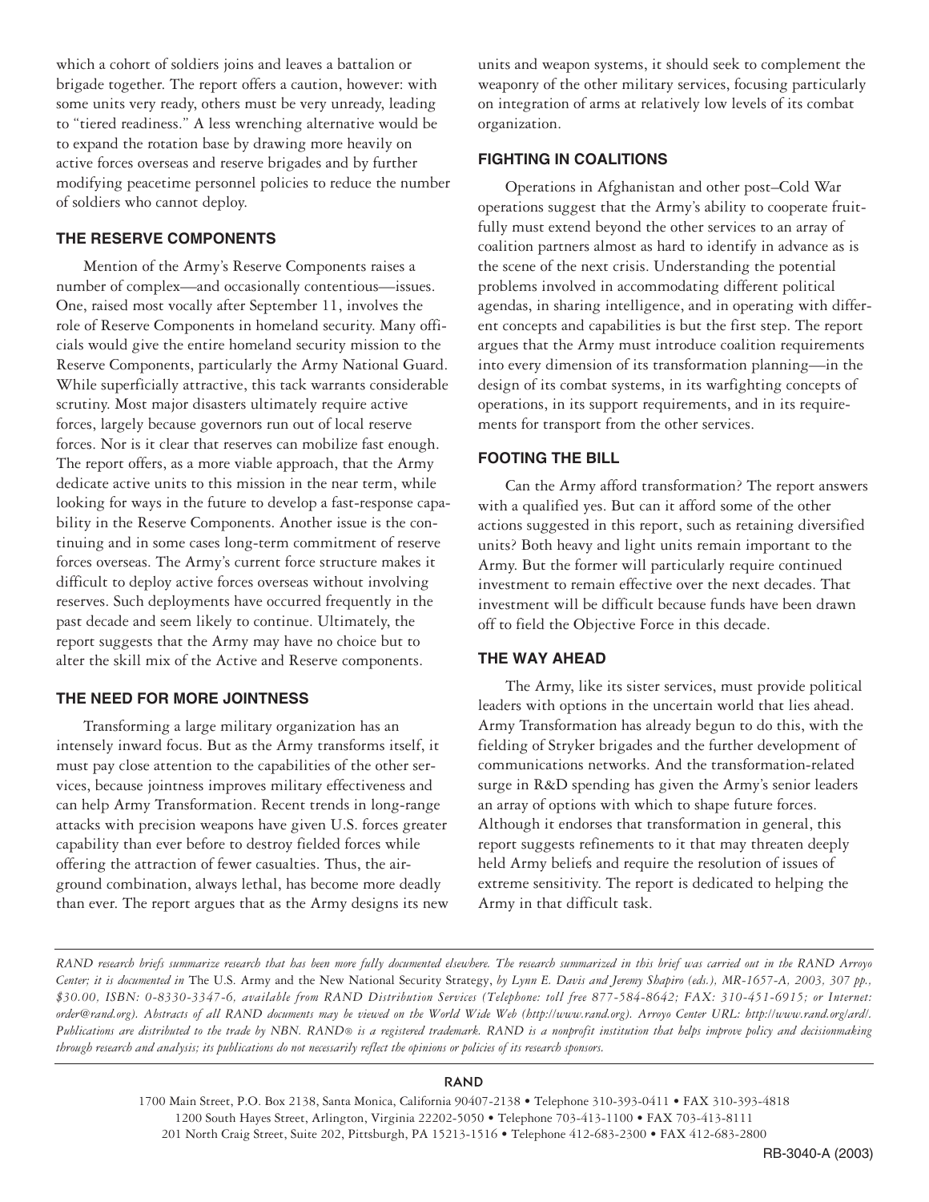which a cohort of soldiers joins and leaves a battalion or brigade together. The report offers a caution, however: with some units very ready, others must be very unready, leading to "tiered readiness." A less wrenching alternative would be to expand the rotation base by drawing more heavily on active forces overseas and reserve brigades and by further modifying peacetime personnel policies to reduce the number of soldiers who cannot deploy.

## THE RESERVE COMPONENTS

Mention of the Army's Reserve Components raises a number of complex—and occasionally contentious—issues. One, raised most vocally after September 11, involves the role of Reserve Components in homeland security. Many officials would give the entire homeland security mission to the Reserve Components, particularly the Army National Guard. While superficially attractive, this tack warrants considerable scrutiny. Most major disasters ultimately require active forces, largely because governors run out of local reserve forces. Nor is it clear that reserves can mobilize fast enough. The report offers, as a more viable approach, that the Army dedicate active units to this mission in the near term, while looking for ways in the future to develop a fast-response capability in the Reserve Components. Another issue is the continuing and in some cases long-term commitment of reserve forces overseas. The Army's current force structure makes it difficult to deploy active forces overseas without involving reserves. Such deployments have occurred frequently in the past decade and seem likely to continue. Ultimately, the report suggests that the Army may have no choice but to alter the skill mix of the Active and Reserve components.

## THE NEED FOR MORE JOINTNESS

Transforming a large military organization has an intensely inward focus. But as the Army transforms itself, it must pay close attention to the capabilities of the other services, because jointness improves military effectiveness and can help Army Transformation. Recent trends in long-range attacks with precision weapons have given U.S. forces greater capability than ever before to destroy fielded forces while offering the attraction of fewer casualties. Thus, the air-ground combination, always lethal, has become more deadly than ever. The report argues that as the Army designs its new units and weapon systems, it should seek to complement the weaponry of the other military services, focusing particularly on integration of arms at relatively low levels of its combat organization.

## FIGHTING IN COALITIONS

Operations in Afghanistan and other post–Cold War operations suggest that the Army's ability to cooperate fruitfully must extend beyond the other services to an array of coalition partners almost as hard to identify in advance as is the scene of the next crisis. Understanding the potential problems involved in accommodating different political agendas, in sharing intelligence, and in operating with different concepts and capabilities is but the first step. The report argues that the Army must introduce coalition requirements into every dimension of its transformation planning—in the design of its combat systems, in its warfighting concepts of operations, in its support requirements, and in its requirements for transport from the other services.

## FOOTING THE BILL

Can the Army afford transformation? The report answers with a qualified yes. But can it afford some of the other actions suggested in this report, such as retaining diversified units? Both heavy and light units remain important to the Army. But the former will particularly require continued investment to remain effective over the next decades. That investment will be difficult because funds have been drawn off to field the Objective Force in this decade.

## THE WAY AHEAD

The Army, like its sister services, must provide political leaders with options in the uncertain world that lies ahead. Army Transformation has already begun to do this, with the fielding of Stryker brigades and the further development of communications networks. And the transformation-related surge in R&D spending has given the Army's senior leaders an array of options with which to shape future forces. Although it endorses that transformation in general, this report suggests refinements to it that may threaten deeply held Army beliefs and require the resolution of issues of extreme sensitivity. The report is dedicated to helping the Army in that difficult task.

---

*RAND research briefs summarize research that has been more fully documented elsewhere. The research summarized in this brief was carried out in the RAND Arroyo Center; it is documented in* The U.S. Army and the New National Security Strategy, *by Lynn E. Davis and Jeremy Shapiro (eds.), MR-1657-A, 2003, 307 pp., $30.00, ISBN: 0-8330-3347-6, available from RAND Distribution Services (Telephone: toll free 877-584-8642; FAX: 310-451-6915; or Internet: order@rand.org). Abstracts of all RAND documents may be viewed on the World Wide Web (http://www.rand.org). Arroyo Center URL: http://www.rand.org/ard/. Publications are distributed to the trade by NBN. RAND® is a registered trademark. RAND is a nonprofit institution that helps improve policy and decisionmaking through research and analysis; its publications do not necessarily reflect the opinions or policies of its research sponsors.*

---

**RAND**

1700 Main Street, P.O. Box 2138, Santa Monica, California 90407-2138 • Telephone 310-393-0411 • FAX 310-393-4818
1200 South Hayes Street, Arlington, Virginia 22202-5050 • Telephone 703-413-1100 • FAX 703-413-8111
201 North Craig Street, Suite 202, Pittsburgh, PA 15213-1516 • Telephone 412-683-2300 • FAX 412-683-2800

RB-3040-A (2003)